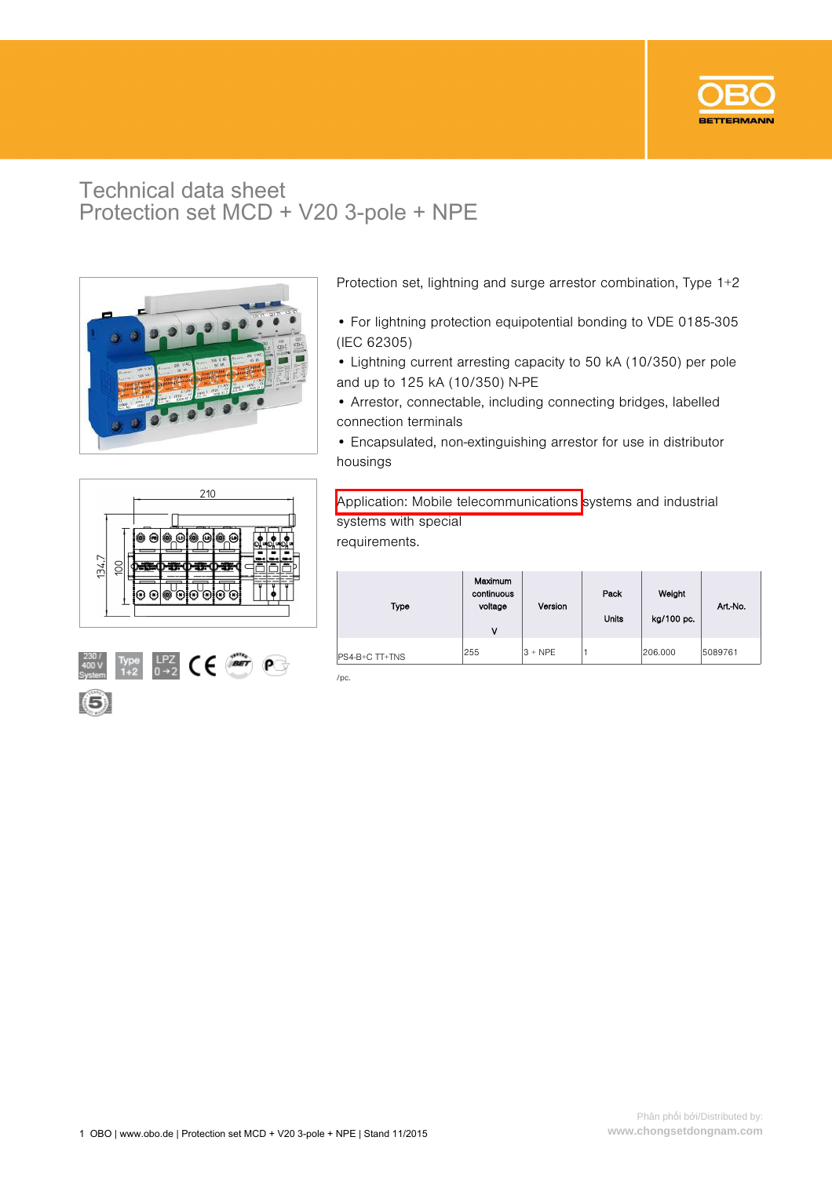# Technical data sheet
## Protection set MCD + V20 3-pole + NPE

Protection set, lightning and surge arrestor combination, Type 1+2

- For lightning protection equipotential bonding to VDE 0185-305 (IEC 62305)
- Lightning current arresting capacity to 50 kA (10/350) per pole and up to 125 kA (10/350) N-PE
- Arrestor, connectable, including connecting bridges, labelled connection terminals
- Encapsulated, non-extinguishing arrestor for use in distributor housings

Application: Mobile telecommunications systems and industrial systems with special requirements.

| Type | Maximum continuous voltage V | Version | Pack Units | Weight kg/100 pc. | Art.-No. |
|---|---|---|---|---|---|
| PS4-B+C TT+TNS | 255 | 3 + NPE | 1 | 206.000 | 5089761 |

/pc.

Phân phối bởi/Distributed by:
www.chongsetdongnam.com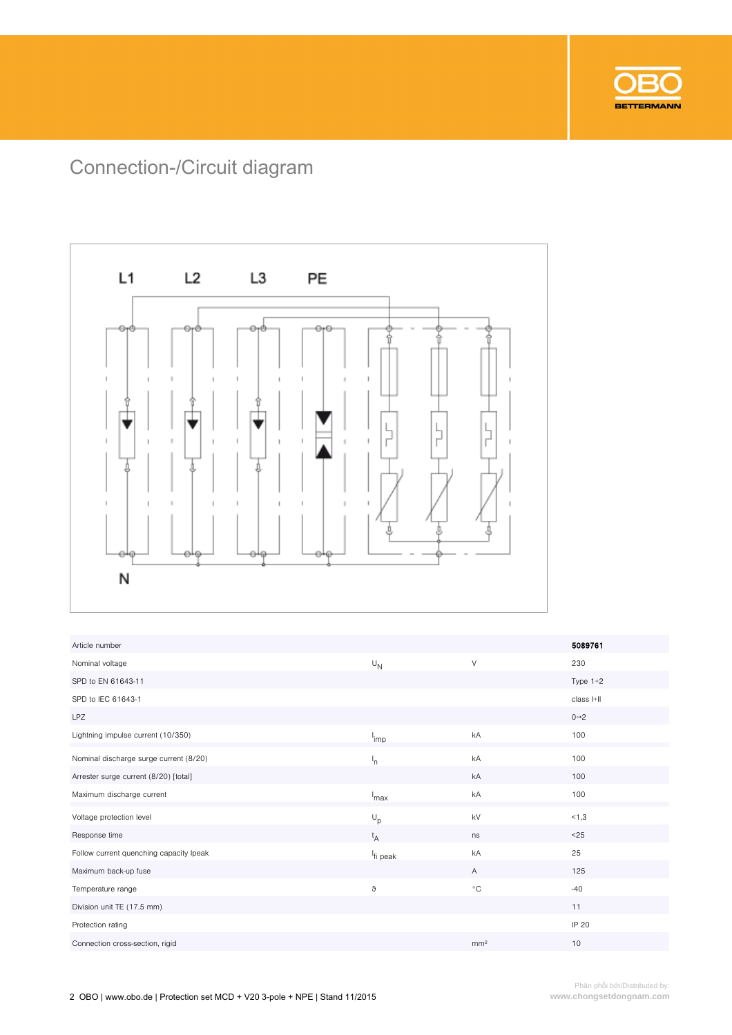# Connection-/Circuit diagram

L1 L2 L3 PE

N

| | | | |
|---|---|---|---|
| Article number | | | **5089761** |
| Nominal voltage | $U_N$ | V | 230 |
| SPD to EN 61643-11 | | | Type 1+2 |
| SPD to IEC 61643-1 | | | class I+II |
| LPZ | | | 0→2 |
| Lightning impulse current (10/350) | $I_{imp}$ | kA | 100 |
| Nominal discharge surge current (8/20) | $I_n$ | kA | 100 |
| Arrester surge current (8/20) [total] | | kA | 100 |
| Maximum discharge current | $I_{max}$ | kA | 100 |
| Voltage protection level | $U_p$ | kV | <1,3 |
| Response time | $t_A$ | ns | <25 |
| Follow current quenching capacity Ipeak | $I_{fi\ peak}$ | kA | 25 |
| Maximum back-up fuse | | A | 125 |
| Temperature range | ϑ | °C | -40 |
| Division unit TE (17.5 mm) | | | 11 |
| Protection rating | | | IP 20 |
| Connection cross-section, rigid | | mm² | 10 |

Phân phối bởi/Distributed by:
www.chongsetdongnam.com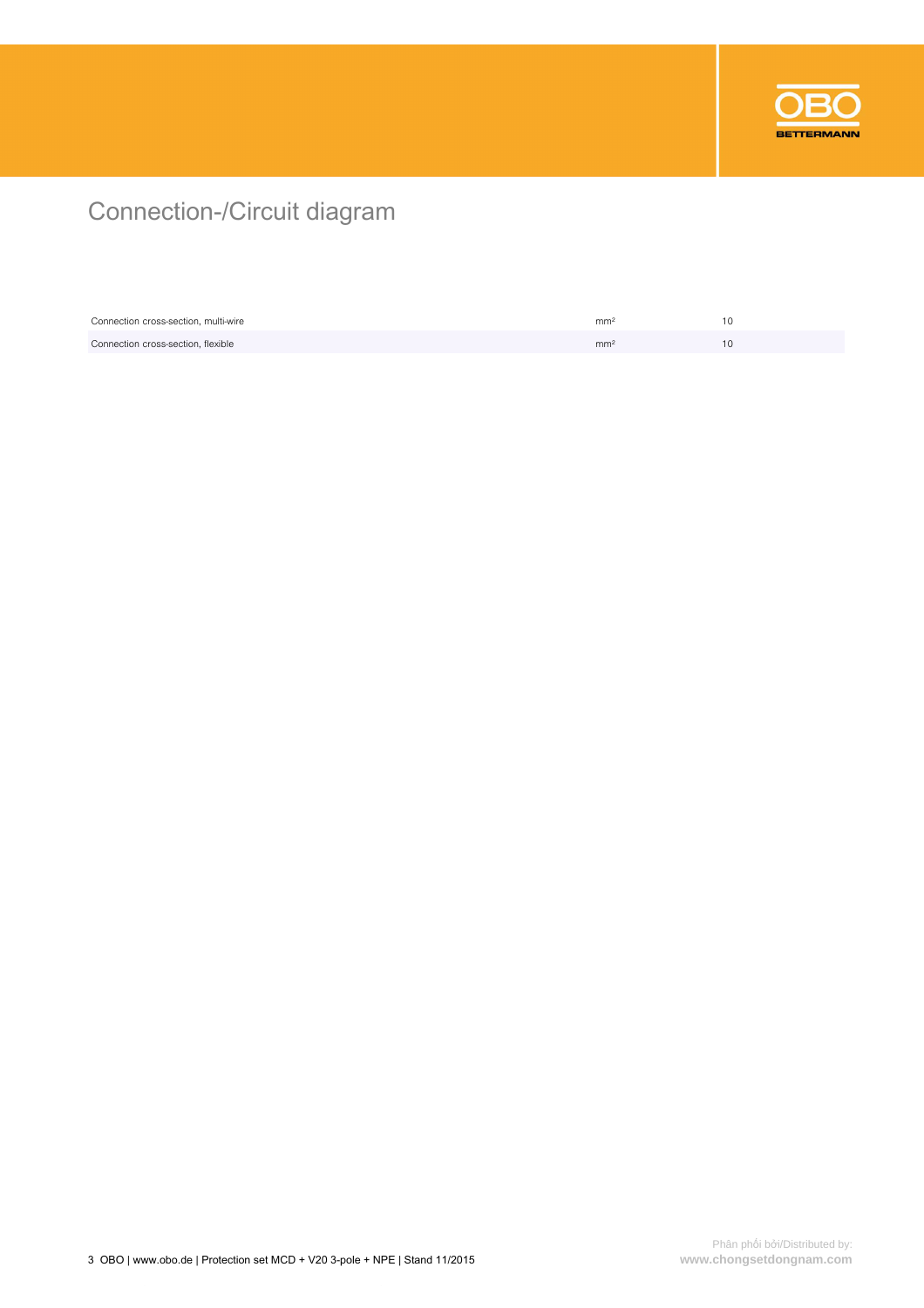# Connection-/Circuit diagram

| | | |
|---|---|---|
| Connection cross-section, multi-wire | mm² | 10 |
| Connection cross-section, flexible | mm² | 10 |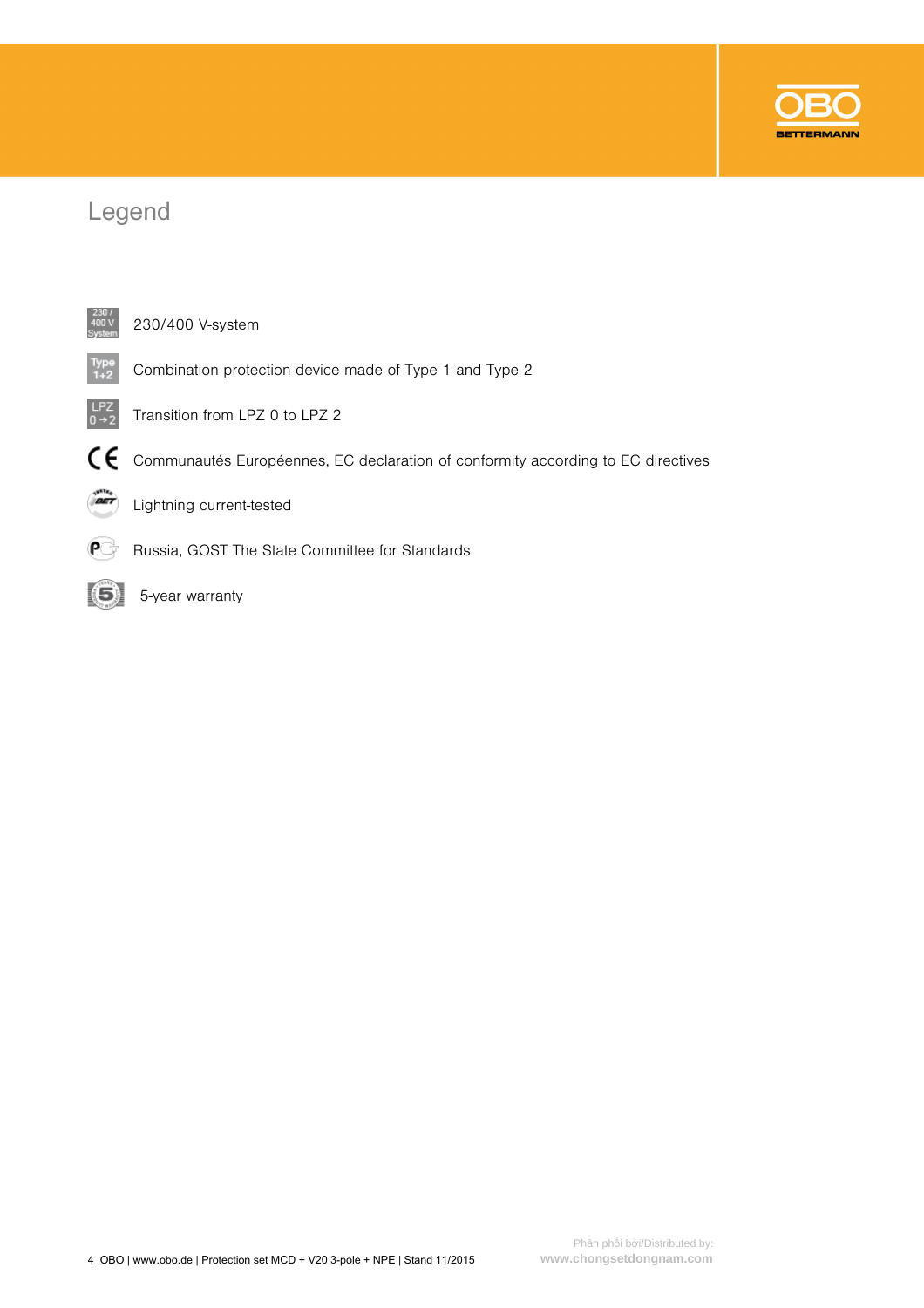# Legend

- 230/400 V-system
- Combination protection device made of Type 1 and Type 2
- Transition from LPZ 0 to LPZ 2
- Communautés Européennes, EC declaration of conformity according to EC directives
- Lightning current-tested
- Russia, GOST The State Committee for Standards
- 5-year warranty

Phân phối bởi/Distributed by:
www.chongsetdongnam.com